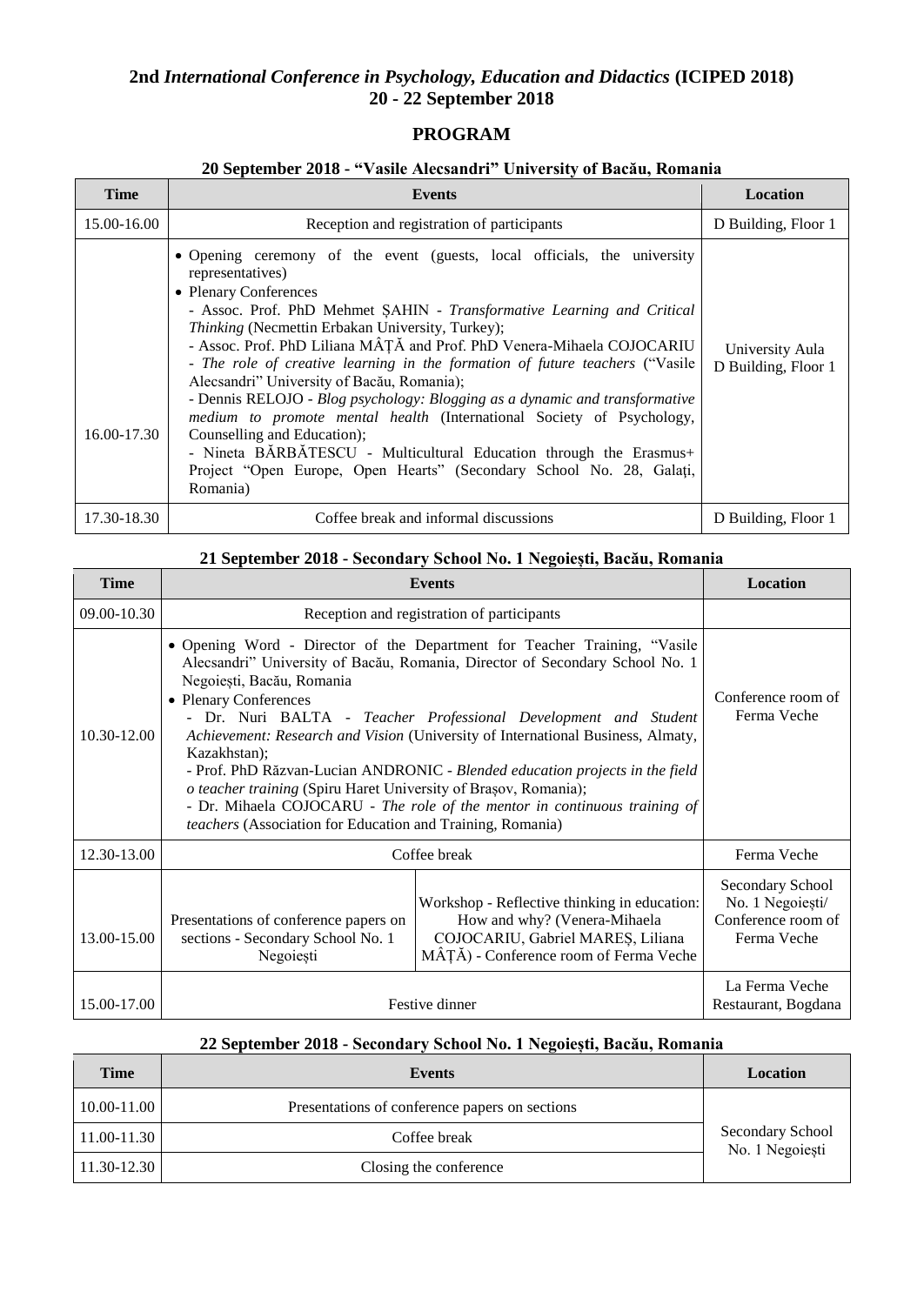# 2nd *International Conference in Psychology, Education and Didactics* (ICIPED 2018)
## 20 - 22 September 2018

## PROGRAM

### 20 September 2018 - "Vasile Alecsandri" University of Bacău, Romania

| Time | Events | Location |
|---|---|---|
| 15.00-16.00 | Reception and registration of participants | D Building, Floor 1 |
| 16.00-17.30 | • Opening ceremony of the event (guests, local officials, the university representatives)<br>• Plenary Conferences<br>- Assoc. Prof. PhD Mehmet ŞAHIN - *Transformative Learning and Critical Thinking* (Necmettin Erbakan University, Turkey);<br>- Assoc. Prof. PhD Liliana MÂŢĂ and Prof. PhD Venera-Mihaela COJOCARIU - *The role of creative learning in the formation of future teachers* ("Vasile Alecsandri" University of Bacău, Romania);<br>- Dennis RELOJO - *Blog psychology: Blogging as a dynamic and transformative medium to promote mental health* (International Society of Psychology, Counselling and Education);<br>- Nineta BĂRBĂTESCU - Multicultural Education through the Erasmus+ Project "Open Europe, Open Hearts" (Secondary School No. 28, Galați, Romania) | University Aula<br>D Building, Floor 1 |
| 17.30-18.30 | Coffee break and informal discussions | D Building, Floor 1 |

### 21 September 2018 - Secondary School No. 1 Negoiești, Bacău, Romania

| Time | Events | | Location |
|---|---|---|---|
| 09.00-10.30 | Reception and registration of participants | | |
| 10.30-12.00 | • Opening Word - Director of the Department for Teacher Training, "Vasile Alecsandri" University of Bacău, Romania, Director of Secondary School No. 1 Negoiești, Bacău, Romania<br>• Plenary Conferences<br>- Dr. Nuri BALTA - *Teacher Professional Development and Student Achievement: Research and Vision* (University of International Business, Almaty, Kazakhstan);<br>- Prof. PhD Răzvan-Lucian ANDRONIC - *Blended education projects in the field o teacher training* (Spiru Haret University of Brașov, Romania);<br>- Dr. Mihaela COJOCARU - *The role of the mentor in continuous training of teachers* (Association for Education and Training, Romania) | | Conference room of Ferma Veche |
| 12.30-13.00 | Coffee break | | Ferma Veche |
| 13.00-15.00 | Presentations of conference papers on sections - Secondary School No. 1 Negoiești | Workshop - Reflective thinking in education: How and why? (Venera-Mihaela COJOCARIU, Gabriel MAREȘ, Liliana MÂȚĂ) - Conference room of Ferma Veche | Secondary School No. 1 Negoiești/ Conference room of Ferma Veche |
| 15.00-17.00 | Festive dinner | | La Ferma Veche Restaurant, Bogdana |

### 22 September 2018 - Secondary School No. 1 Negoiești, Bacău, Romania

| Time | Events | Location |
|---|---|---|
| 10.00-11.00 | Presentations of conference papers on sections | Secondary School No. 1 Negoiești |
| 11.00-11.30 | Coffee break | |
| 11.30-12.30 | Closing the conference | |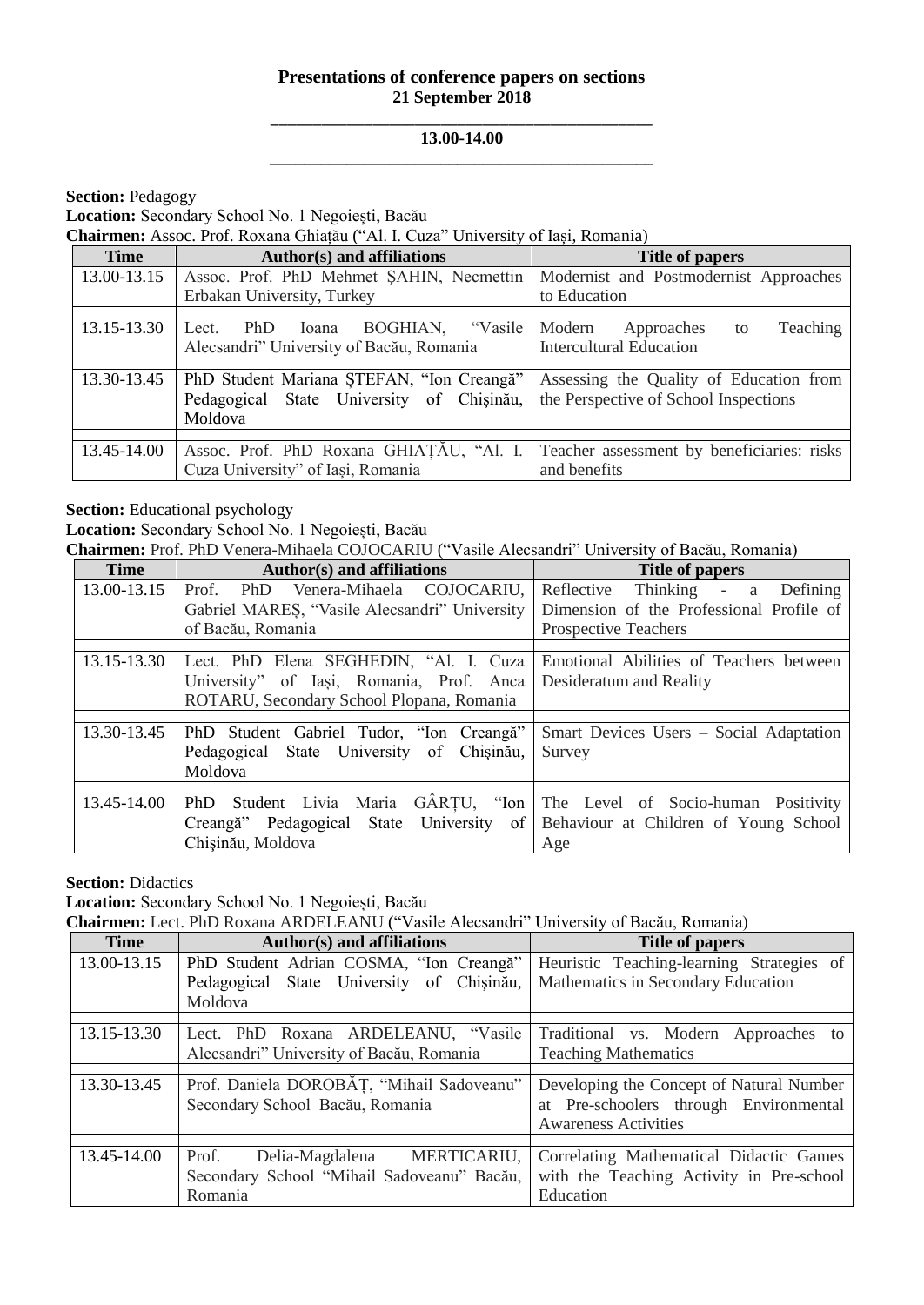**Presentations of conference papers on sections**
**21 September 2018**

**13.00-14.00**

**Section:** Pedagogy
**Location:** Secondary School No. 1 Negoiești, Bacău
**Chairmen:** Assoc. Prof. Roxana Ghiațău ("Al. I. Cuza" University of Iași, Romania)

| Time | Author(s) and affiliations | Title of papers |
|---|---|---|
| 13.00-13.15 | Assoc. Prof. PhD Mehmet ȘAHIN, Necmettin Erbakan University, Turkey | Modernist and Postmodernist Approaches to Education |
| 13.15-13.30 | Lect. PhD Ioana BOGHIAN, "Vasile Alecsandri" University of Bacău, Romania | Modern Approaches to Teaching Intercultural Education |
| 13.30-13.45 | PhD Student Mariana ȘTEFAN, "Ion Creangă" Pedagogical State University of Chișinău, Moldova | Assessing the Quality of Education from the Perspective of School Inspections |
| 13.45-14.00 | Assoc. Prof. PhD Roxana GHIAȚĂU, "Al. I. Cuza University" of Iași, Romania | Teacher assessment by beneficiaries: risks and benefits |

**Section:** Educational psychology
**Location:** Secondary School No. 1 Negoiești, Bacău
**Chairmen:** Prof. PhD Venera-Mihaela COJOCARIU ("Vasile Alecsandri" University of Bacău, Romania)

| Time | Author(s) and affiliations | Title of papers |
|---|---|---|
| 13.00-13.15 | Prof. PhD Venera-Mihaela COJOCARIU, Gabriel MAREȘ, "Vasile Alecsandri" University of Bacău, Romania | Reflective Thinking - a Defining Dimension of the Professional Profile of Prospective Teachers |
| 13.15-13.30 | Lect. PhD Elena SEGHEDIN, "Al. I. Cuza University" of Iași, Romania, Prof. Anca ROTARU, Secondary School Plopana, Romania | Emotional Abilities of Teachers between Desideratum and Reality |
| 13.30-13.45 | PhD Student Gabriel Tudor, "Ion Creangă" Pedagogical State University of Chișinău, Moldova | Smart Devices Users – Social Adaptation Survey |
| 13.45-14.00 | PhD Student Livia Maria GÂRȚU, "Ion Creangă" Pedagogical State University of Chișinău, Moldova | The Level of Socio-human Positivity Behaviour at Children of Young School Age |

**Section:** Didactics
**Location:** Secondary School No. 1 Negoiești, Bacău
**Chairmen:** Lect. PhD Roxana ARDELEANU ("Vasile Alecsandri" University of Bacău, Romania)

| Time | Author(s) and affiliations | Title of papers |
|---|---|---|
| 13.00-13.15 | PhD Student Adrian COSMA, "Ion Creangă" Pedagogical State University of Chișinău, Moldova | Heuristic Teaching-learning Strategies of Mathematics in Secondary Education |
| 13.15-13.30 | Lect. PhD Roxana ARDELEANU, "Vasile Alecsandri" University of Bacău, Romania | Traditional vs. Modern Approaches to Teaching Mathematics |
| 13.30-13.45 | Prof. Daniela DOROBĂȚ, "Mihail Sadoveanu" Secondary School Bacău, Romania | Developing the Concept of Natural Number at Pre-schoolers through Environmental Awareness Activities |
| 13.45-14.00 | Prof. Delia-Magdalena MERTICARIU, Secondary School "Mihail Sadoveanu" Bacău, Romania | Correlating Mathematical Didactic Games with the Teaching Activity in Pre-school Education |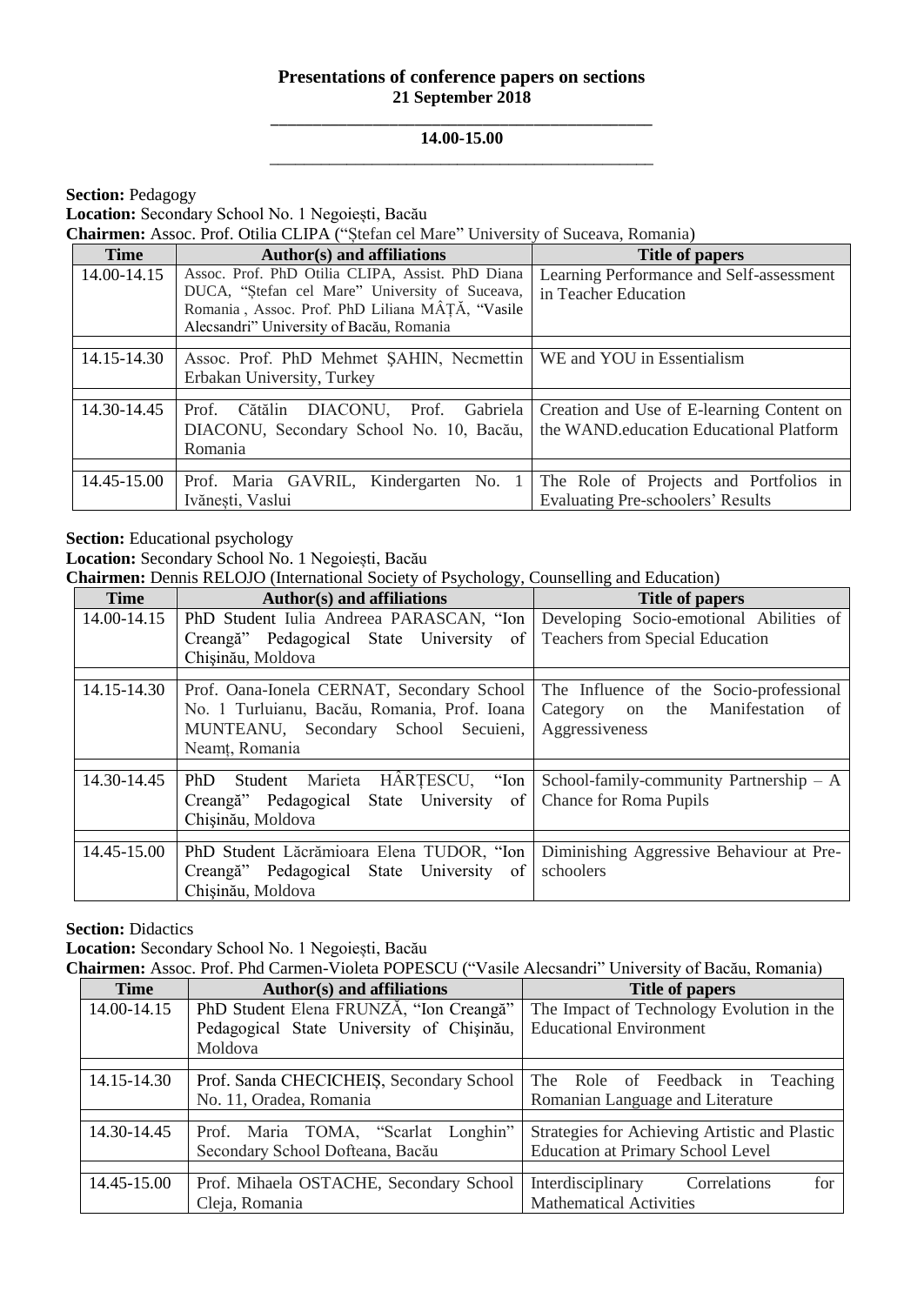## Presentations of conference papers on sections
## 21 September 2018

### 14.00-15.00

**Section:** Pedagogy
**Location:** Secondary School No. 1 Negoiești, Bacău
**Chairmen:** Assoc. Prof. Otilia CLIPA ("Ștefan cel Mare" University of Suceava, Romania)

| Time | Author(s) and affiliations | Title of papers |
|---|---|---|
| 14.00-14.15 | Assoc. Prof. PhD Otilia CLIPA, Assist. PhD Diana DUCA, "Ștefan cel Mare" University of Suceava, Romania , Assoc. Prof. PhD Liliana MÂȚĂ, "Vasile Alecsandri" University of Bacău, Romania | Learning Performance and Self-assessment in Teacher Education |
| 14.15-14.30 | Assoc. Prof. PhD Mehmet ȘAHIN, Necmettin Erbakan University, Turkey | WE and YOU in Essentialism |
| 14.30-14.45 | Prof. Cătălin DIACONU, Prof. Gabriela DIACONU, Secondary School No. 10, Bacău, Romania | Creation and Use of E-learning Content on the WAND.education Educational Platform |
| 14.45-15.00 | Prof. Maria GAVRIL, Kindergarten No. 1 Ivănești, Vaslui | The Role of Projects and Portfolios in Evaluating Pre-schoolers' Results |

**Section:** Educational psychology
**Location:** Secondary School No. 1 Negoiești, Bacău
**Chairmen:** Dennis RELOJO (International Society of Psychology, Counselling and Education)

| Time | Author(s) and affiliations | Title of papers |
|---|---|---|
| 14.00-14.15 | PhD Student Iulia Andreea PARASCAN, "Ion Creangă" Pedagogical State University of Chișinău, Moldova | Developing Socio-emotional Abilities of Teachers from Special Education |
| 14.15-14.30 | Prof. Oana-Ionela CERNAT, Secondary School No. 1 Turluianu, Bacău, Romania, Prof. Ioana MUNTEANU, Secondary School Secuieni, Neamț, Romania | The Influence of the Socio-professional Category on the Manifestation of Aggressiveness |
| 14.30-14.45 | PhD Student Marieta HÂRȚESCU, "Ion Creangă" Pedagogical State University of Chișinău, Moldova | School-family-community Partnership – A Chance for Roma Pupils |
| 14.45-15.00 | PhD Student Lăcrămioara Elena TUDOR, "Ion Creangă" Pedagogical State University of Chișinău, Moldova | Diminishing Aggressive Behaviour at Pre-schoolers |

**Section:** Didactics
**Location:** Secondary School No. 1 Negoiești, Bacău
**Chairmen:** Assoc. Prof. Phd Carmen-Violeta POPESCU ("Vasile Alecsandri" University of Bacău, Romania)

| Time | Author(s) and affiliations | Title of papers |
|---|---|---|
| 14.00-14.15 | PhD Student Elena FRUNZĂ, "Ion Creangă" Pedagogical State University of Chișinău, Moldova | The Impact of Technology Evolution in the Educational Environment |
| 14.15-14.30 | Prof. Sanda CHECICHEIȘ, Secondary School No. 11, Oradea, Romania | The Role of Feedback in Teaching Romanian Language and Literature |
| 14.30-14.45 | Prof. Maria TOMA, "Scarlat Longhin" Secondary School Dofteana, Bacău | Strategies for Achieving Artistic and Plastic Education at Primary School Level |
| 14.45-15.00 | Prof. Mihaela OSTACHE, Secondary School Cleja, Romania | Interdisciplinary Correlations for Mathematical Activities |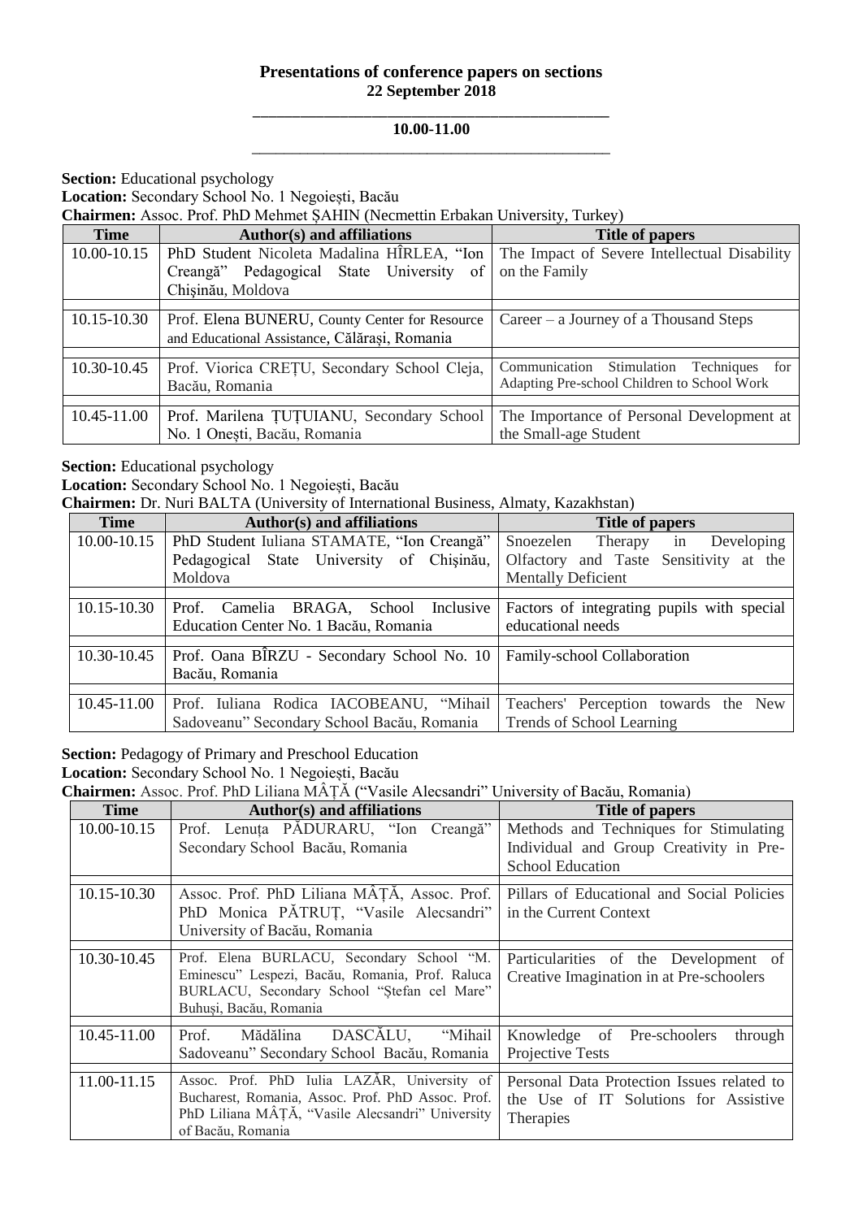**Presentations of conference papers on sections**
**22 September 2018**

**10.00-11.00**

**Section:** Educational psychology
**Location:** Secondary School No. 1 Negoiești, Bacău
**Chairmen:** Assoc. Prof. PhD Mehmet ȘAHIN (Necmettin Erbakan University, Turkey)

| Time | Author(s) and affiliations | Title of papers |
|---|---|---|
| 10.00-10.15 | PhD Student Nicoleta Madalina HÎRLEA, "Ion Creangă" Pedagogical State University of Chișinău, Moldova | The Impact of Severe Intellectual Disability on the Family |
| 10.15-10.30 | Prof. Elena BUNERU, County Center for Resource and Educational Assistance, Călărași, Romania | Career – a Journey of a Thousand Steps |
| 10.30-10.45 | Prof. Viorica CREȚU, Secondary School Cleja, Bacău, Romania | Communication Stimulation Techniques for Adapting Pre-school Children to School Work |
| 10.45-11.00 | Prof. Marilena ȚUȚUIANU, Secondary School No. 1 Onești, Bacău, Romania | The Importance of Personal Development at the Small-age Student |

**Section:** Educational psychology
**Location:** Secondary School No. 1 Negoiești, Bacău
**Chairmen:** Dr. Nuri BALTA (University of International Business, Almaty, Kazakhstan)

| Time | Author(s) and affiliations | Title of papers |
|---|---|---|
| 10.00-10.15 | PhD Student Iuliana STAMATE, "Ion Creangă" Pedagogical State University of Chișinău, Moldova | Snoezelen Therapy in Developing Olfactory and Taste Sensitivity at the Mentally Deficient |
| 10.15-10.30 | Prof. Camelia BRAGA, School Inclusive Education Center No. 1 Bacău, Romania | Factors of integrating pupils with special educational needs |
| 10.30-10.45 | Prof. Oana BÎRZU - Secondary School No. 10 Bacău, Romania | Family-school Collaboration |
| 10.45-11.00 | Prof. Iuliana Rodica IACOBEANU, "Mihail Sadoveanu" Secondary School Bacău, Romania | Teachers' Perception towards the New Trends of School Learning |

**Section:** Pedagogy of Primary and Preschool Education
**Location:** Secondary School No. 1 Negoiești, Bacău
**Chairmen:** Assoc. Prof. PhD Liliana MÂȚĂ ("Vasile Alecsandri" University of Bacău, Romania)

| Time | Author(s) and affiliations | Title of papers |
|---|---|---|
| 10.00-10.15 | Prof. Lenuța PĂDURARU, "Ion Creangă" Secondary School Bacău, Romania | Methods and Techniques for Stimulating Individual and Group Creativity in Pre-School Education |
| 10.15-10.30 | Assoc. Prof. PhD Liliana MÂȚĂ, Assoc. Prof. PhD Monica PĂTRUȚ, "Vasile Alecsandri" University of Bacău, Romania | Pillars of Educational and Social Policies in the Current Context |
| 10.30-10.45 | Prof. Elena BURLACU, Secondary School "M. Eminescu" Lespezi, Bacău, Romania, Prof. Raluca BURLACU, Secondary School "Ștefan cel Mare" Buhuși, Bacău, Romania | Particularities of the Development of Creative Imagination in at Pre-schoolers |
| 10.45-11.00 | Prof. Mădălina DASCĂLU, "Mihail Sadoveanu" Secondary School Bacău, Romania | Knowledge of Pre-schoolers through Projective Tests |
| 11.00-11.15 | Assoc. Prof. PhD Iulia LAZĂR, University of Bucharest, Romania, Assoc. Prof. PhD Assoc. Prof. PhD Liliana MÂȚĂ, "Vasile Alecsandri" University of Bacău, Romania | Personal Data Protection Issues related to the Use of IT Solutions for Assistive Therapies |